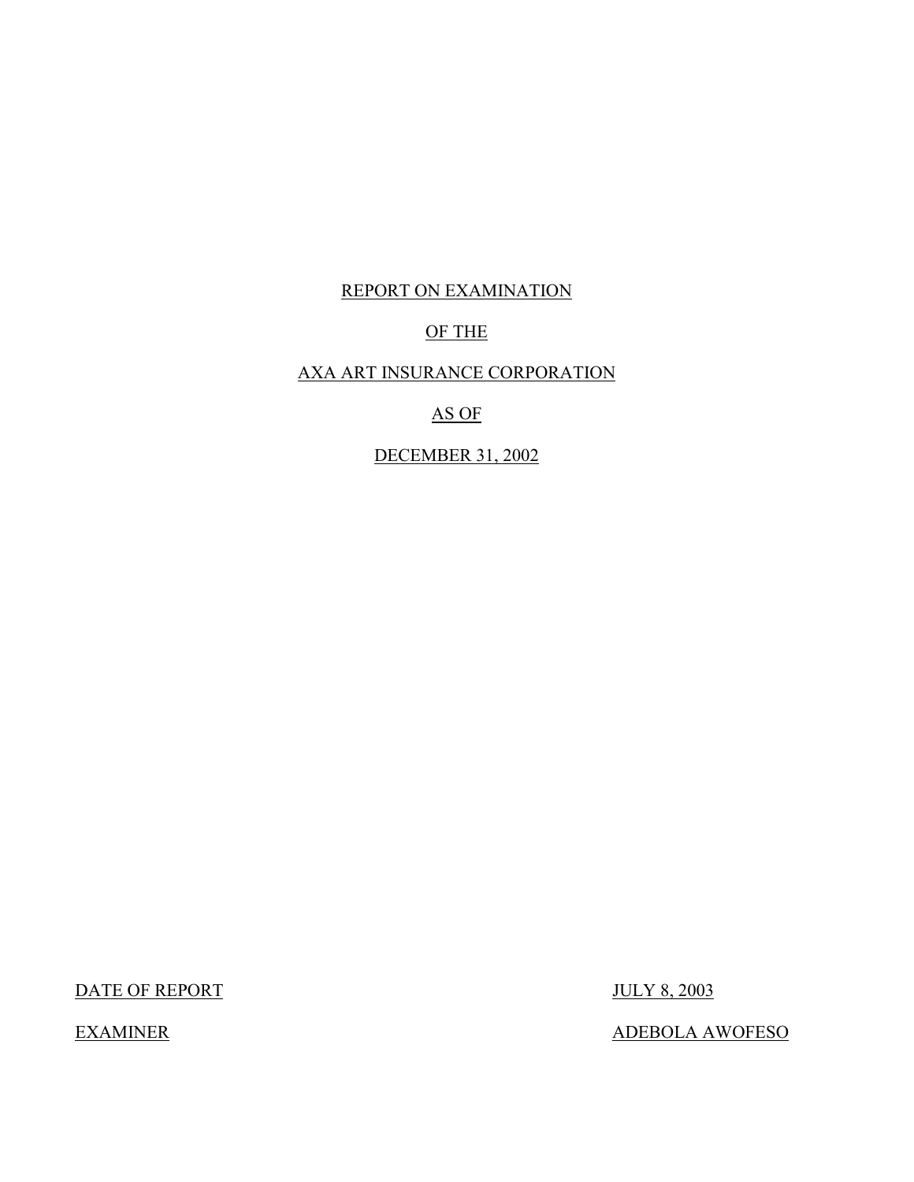REPORT ON EXAMINATION

OF THE

AXA ART INSURANCE CORPORATION

AS OF

DECEMBER 31, 2002

| | |
|---|---|
| DATE OF REPORT | JULY 8, 2003 |
| EXAMINER | ADEBOLA AWOFESO |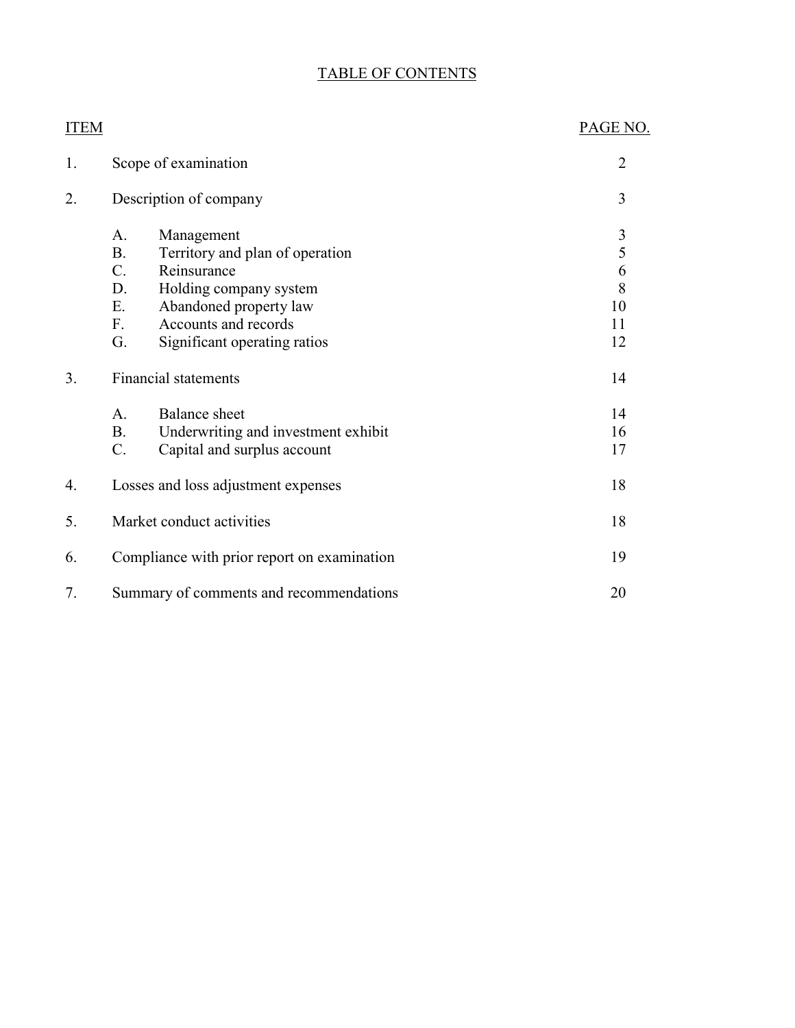# TABLE OF CONTENTS

| ITEM | | | PAGE NO. |
|---|---|---|---|
| 1. | Scope of examination | | 2 |
| 2. | Description of company | | 3 |
| | A. | Management | 3 |
| | B. | Territory and plan of operation | 5 |
| | C. | Reinsurance | 6 |
| | D. | Holding company system | 8 |
| | E. | Abandoned property law | 10 |
| | F. | Accounts and records | 11 |
| | G. | Significant operating ratios | 12 |
| 3. | Financial statements | | 14 |
| | A. | Balance sheet | 14 |
| | B. | Underwriting and investment exhibit | 16 |
| | C. | Capital and surplus account | 17 |
| 4. | Losses and loss adjustment expenses | | 18 |
| 5. | Market conduct activities | | 18 |
| 6. | Compliance with prior report on examination | | 19 |
| 7. | Summary of comments and recommendations | | 20 |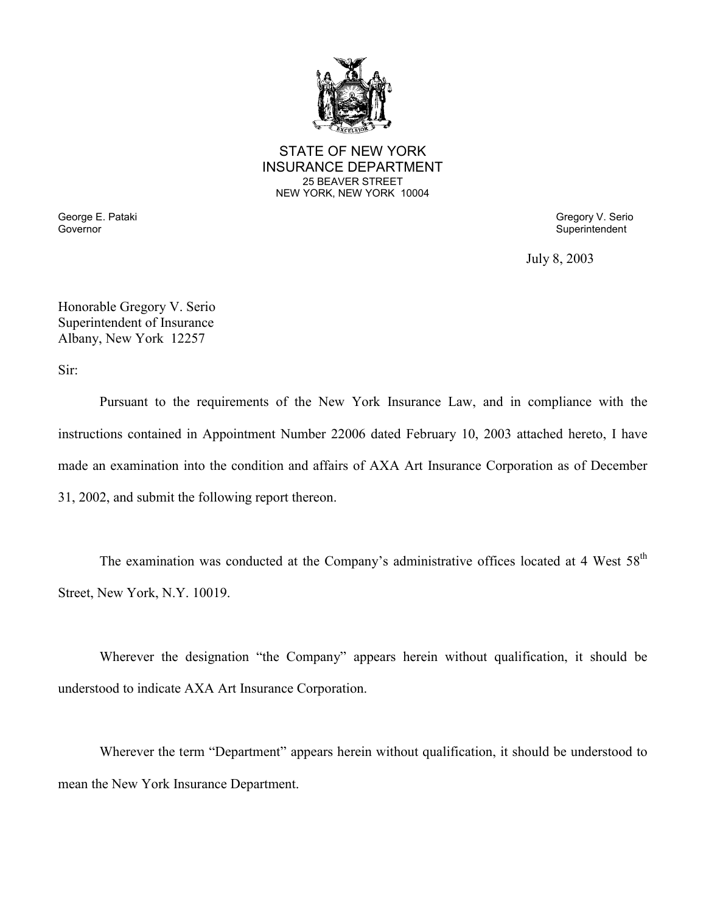STATE OF NEW YORK
INSURANCE DEPARTMENT
25 BEAVER STREET
NEW YORK, NEW YORK 10004

George E. Pataki
Governor

Gregory V. Serio
Superintendent

July 8, 2003

Honorable Gregory V. Serio
Superintendent of Insurance
Albany, New York 12257

Sir:

Pursuant to the requirements of the New York Insurance Law, and in compliance with the instructions contained in Appointment Number 22006 dated February 10, 2003 attached hereto, I have made an examination into the condition and affairs of AXA Art Insurance Corporation as of December 31, 2002, and submit the following report thereon.

The examination was conducted at the Company's administrative offices located at 4 West 58th Street, New York, N.Y. 10019.

Wherever the designation "the Company" appears herein without qualification, it should be understood to indicate AXA Art Insurance Corporation.

Wherever the term "Department" appears herein without qualification, it should be understood to mean the New York Insurance Department.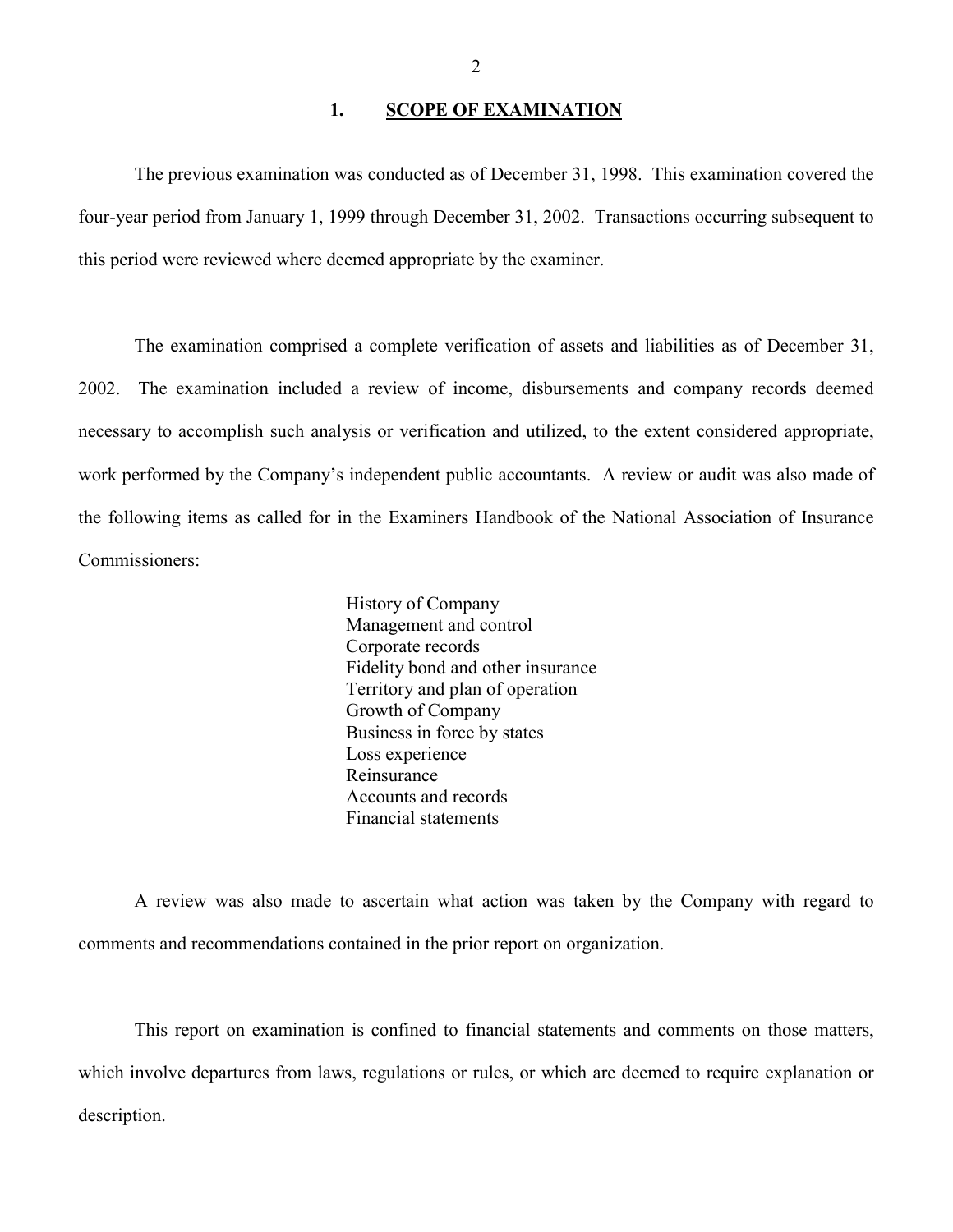## 1. SCOPE OF EXAMINATION

The previous examination was conducted as of December 31, 1998. This examination covered the four-year period from January 1, 1999 through December 31, 2002. Transactions occurring subsequent to this period were reviewed where deemed appropriate by the examiner.

The examination comprised a complete verification of assets and liabilities as of December 31, 2002. The examination included a review of income, disbursements and company records deemed necessary to accomplish such analysis or verification and utilized, to the extent considered appropriate, work performed by the Company's independent public accountants. A review or audit was also made of the following items as called for in the Examiners Handbook of the National Association of Insurance Commissioners:

- History of Company
- Management and control
- Corporate records
- Fidelity bond and other insurance
- Territory and plan of operation
- Growth of Company
- Business in force by states
- Loss experience
- Reinsurance
- Accounts and records
- Financial statements

A review was also made to ascertain what action was taken by the Company with regard to comments and recommendations contained in the prior report on organization.

This report on examination is confined to financial statements and comments on those matters, which involve departures from laws, regulations or rules, or which are deemed to require explanation or description.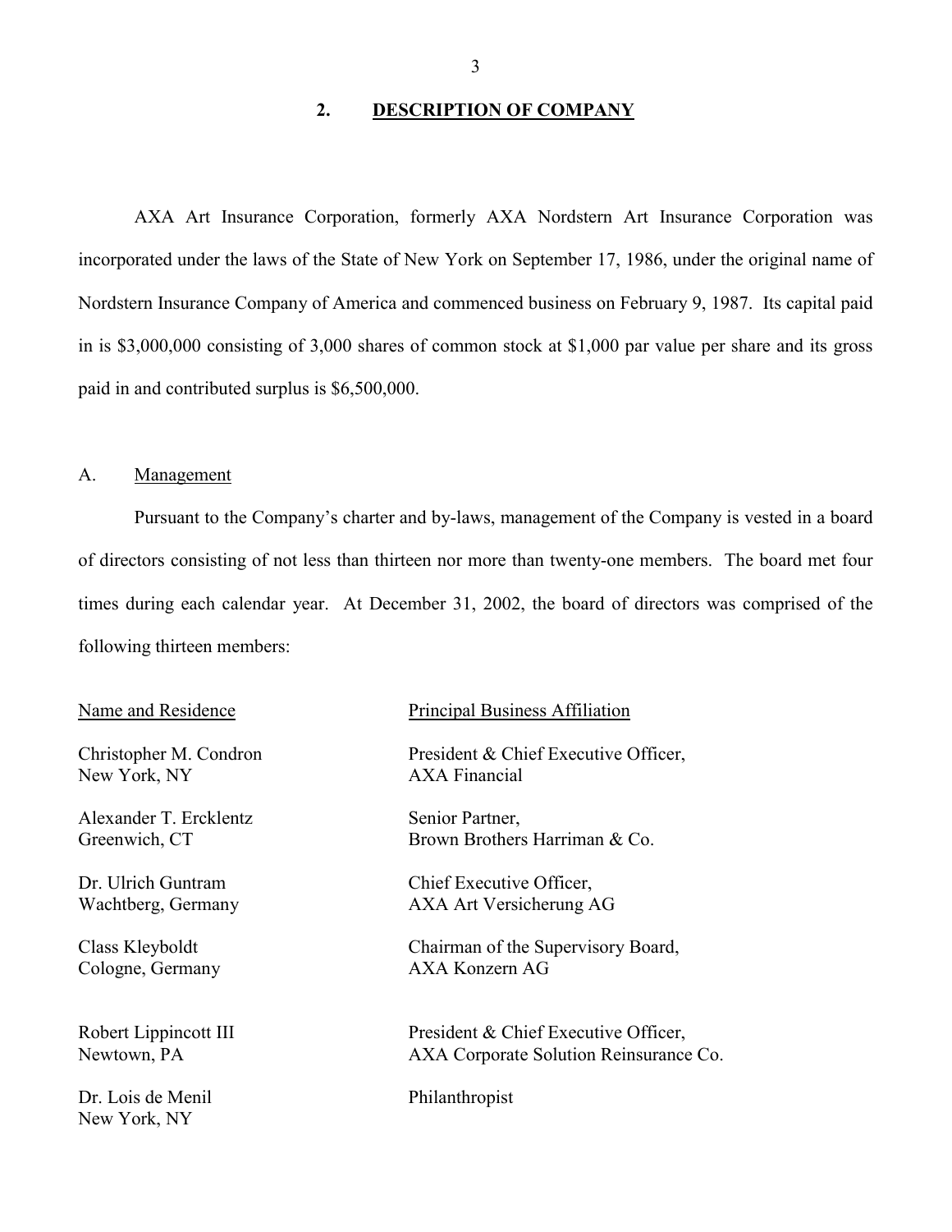## 2. DESCRIPTION OF COMPANY

AXA Art Insurance Corporation, formerly AXA Nordstern Art Insurance Corporation was incorporated under the laws of the State of New York on September 17, 1986, under the original name of Nordstern Insurance Company of America and commenced business on February 9, 1987. Its capital paid in is $3,000,000 consisting of 3,000 shares of common stock at $1,000 par value per share and its gross paid in and contributed surplus is $6,500,000.

### A. Management

Pursuant to the Company's charter and by-laws, management of the Company is vested in a board of directors consisting of not less than thirteen nor more than twenty-one members. The board met four times during each calendar year. At December 31, 2002, the board of directors was comprised of the following thirteen members:

| Name and Residence | Principal Business Affiliation |
|---|---|
| Christopher M. Condron<br>New York, NY | President & Chief Executive Officer,<br>AXA Financial |
| Alexander T. Ercklentz<br>Greenwich, CT | Senior Partner,<br>Brown Brothers Harriman & Co. |
| Dr. Ulrich Guntram<br>Wachtberg, Germany | Chief Executive Officer,<br>AXA Art Versicherung AG |
| Class Kleyboldt<br>Cologne, Germany | Chairman of the Supervisory Board,<br>AXA Konzern AG |
| Robert Lippincott III<br>Newtown, PA | President & Chief Executive Officer,<br>AXA Corporate Solution Reinsurance Co. |
| Dr. Lois de Menil<br>New York, NY | Philanthropist |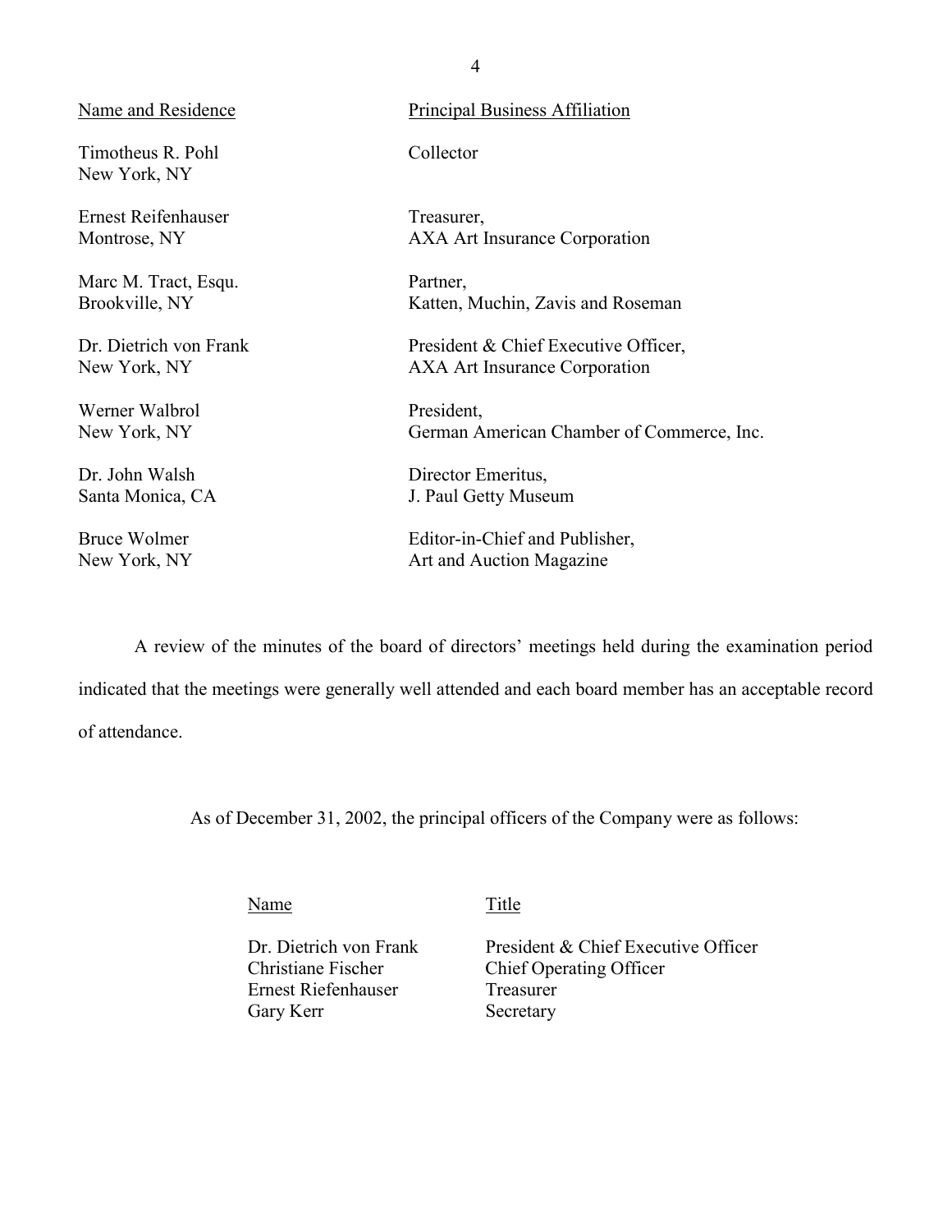| Name and Residence | Principal Business Affiliation |
|---|---|
| Timotheus R. Pohl<br>New York, NY | Collector |
| Ernest Reifenhauser<br>Montrose, NY | Treasurer,<br>AXA Art Insurance Corporation |
| Marc M. Tract, Esqu.<br>Brookville, NY | Partner,<br>Katten, Muchin, Zavis and Roseman |
| Dr. Dietrich von Frank<br>New York, NY | President & Chief Executive Officer,<br>AXA Art Insurance Corporation |
| Werner Walbrol<br>New York, NY | President,<br>German American Chamber of Commerce, Inc. |
| Dr. John Walsh<br>Santa Monica, CA | Director Emeritus,<br>J. Paul Getty Museum |
| Bruce Wolmer<br>New York, NY | Editor-in-Chief and Publisher,<br>Art and Auction Magazine |

A review of the minutes of the board of directors' meetings held during the examination period indicated that the meetings were generally well attended and each board member has an acceptable record of attendance.

As of December 31, 2002, the principal officers of the Company were as follows:

| Name | Title |
|---|---|
| Dr. Dietrich von Frank | President & Chief Executive Officer |
| Christiane Fischer | Chief Operating Officer |
| Ernest Riefenhauser | Treasurer |
| Gary Kerr | Secretary |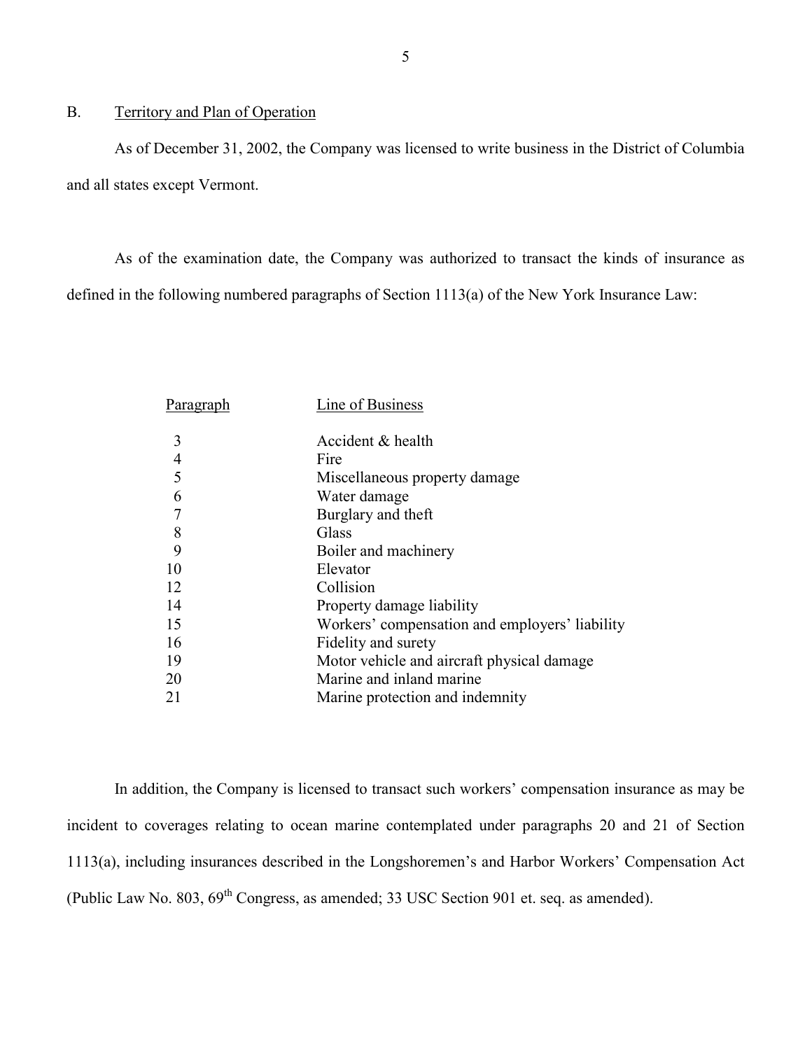## B. Territory and Plan of Operation

As of December 31, 2002, the Company was licensed to write business in the District of Columbia and all states except Vermont.

As of the examination date, the Company was authorized to transact the kinds of insurance as defined in the following numbered paragraphs of Section 1113(a) of the New York Insurance Law:

| Paragraph | Line of Business |
|---|---|
| 3 | Accident & health |
| 4 | Fire |
| 5 | Miscellaneous property damage |
| 6 | Water damage |
| 7 | Burglary and theft |
| 8 | Glass |
| 9 | Boiler and machinery |
| 10 | Elevator |
| 12 | Collision |
| 14 | Property damage liability |
| 15 | Workers' compensation and employers' liability |
| 16 | Fidelity and surety |
| 19 | Motor vehicle and aircraft physical damage |
| 20 | Marine and inland marine |
| 21 | Marine protection and indemnity |

In addition, the Company is licensed to transact such workers' compensation insurance as may be incident to coverages relating to ocean marine contemplated under paragraphs 20 and 21 of Section 1113(a), including insurances described in the Longshoremen's and Harbor Workers' Compensation Act (Public Law No. 803, 69th Congress, as amended; 33 USC Section 901 et. seq. as amended).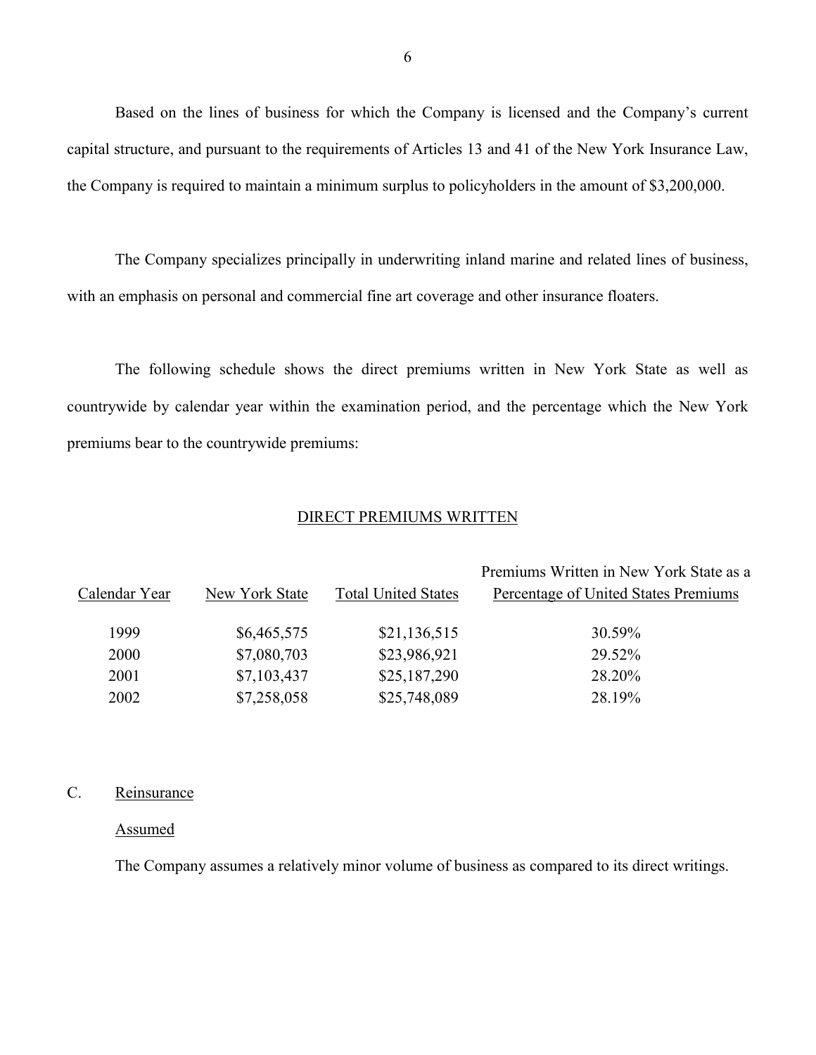Based on the lines of business for which the Company is licensed and the Company's current capital structure, and pursuant to the requirements of Articles 13 and 41 of the New York Insurance Law, the Company is required to maintain a minimum surplus to policyholders in the amount of $3,200,000.

The Company specializes principally in underwriting inland marine and related lines of business, with an emphasis on personal and commercial fine art coverage and other insurance floaters.

The following schedule shows the direct premiums written in New York State as well as countrywide by calendar year within the examination period, and the percentage which the New York premiums bear to the countrywide premiums:

DIRECT PREMIUMS WRITTEN

| Calendar Year | New York State | Total United States | Premiums Written in New York State as a Percentage of United States Premiums |
|---|---|---|---|
| 1999 | $6,465,575 | $21,136,515 | 30.59% |
| 2000 | $7,080,703 | $23,986,921 | 29.52% |
| 2001 | $7,103,437 | $25,187,290 | 28.20% |
| 2002 | $7,258,058 | $25,748,089 | 28.19% |

C. Reinsurance

Assumed

The Company assumes a relatively minor volume of business as compared to its direct writings.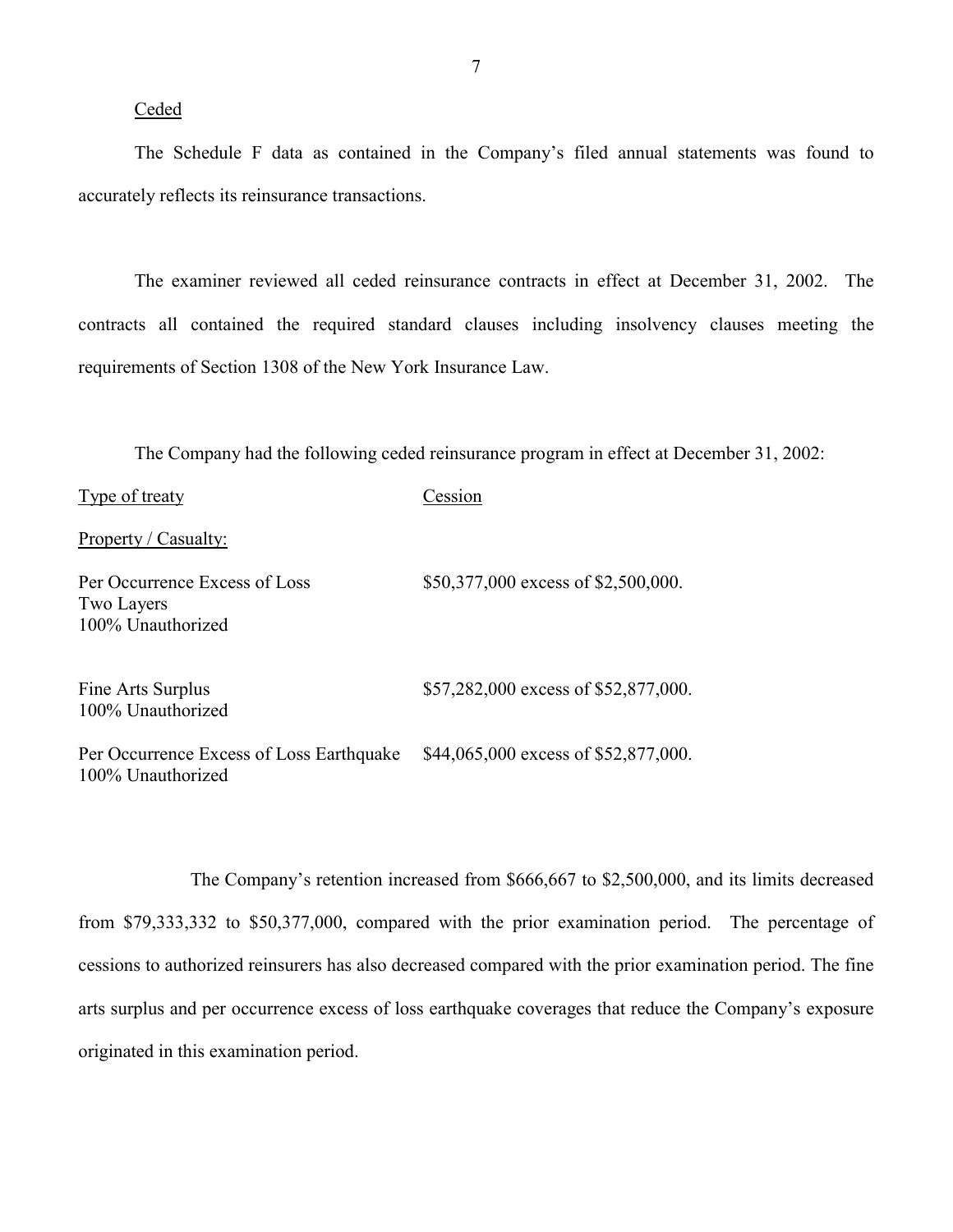Ceded

The Schedule F data as contained in the Company's filed annual statements was found to accurately reflects its reinsurance transactions.

The examiner reviewed all ceded reinsurance contracts in effect at December 31, 2002. The contracts all contained the required standard clauses including insolvency clauses meeting the requirements of Section 1308 of the New York Insurance Law.

The Company had the following ceded reinsurance program in effect at December 31, 2002:

| Type of treaty | Cession |
|---|---|
| Property / Casualty: | |
| Per Occurrence Excess of Loss<br>Two Layers<br>100% Unauthorized | \$50,377,000 excess of \$2,500,000. |
| Fine Arts Surplus<br>100% Unauthorized | \$57,282,000 excess of \$52,877,000. |
| Per Occurrence Excess of Loss Earthquake<br>100% Unauthorized | \$44,065,000 excess of \$52,877,000. |

The Company's retention increased from \$666,667 to \$2,500,000, and its limits decreased from \$79,333,332 to \$50,377,000, compared with the prior examination period. The percentage of cessions to authorized reinsurers has also decreased compared with the prior examination period. The fine arts surplus and per occurrence excess of loss earthquake coverages that reduce the Company's exposure originated in this examination period.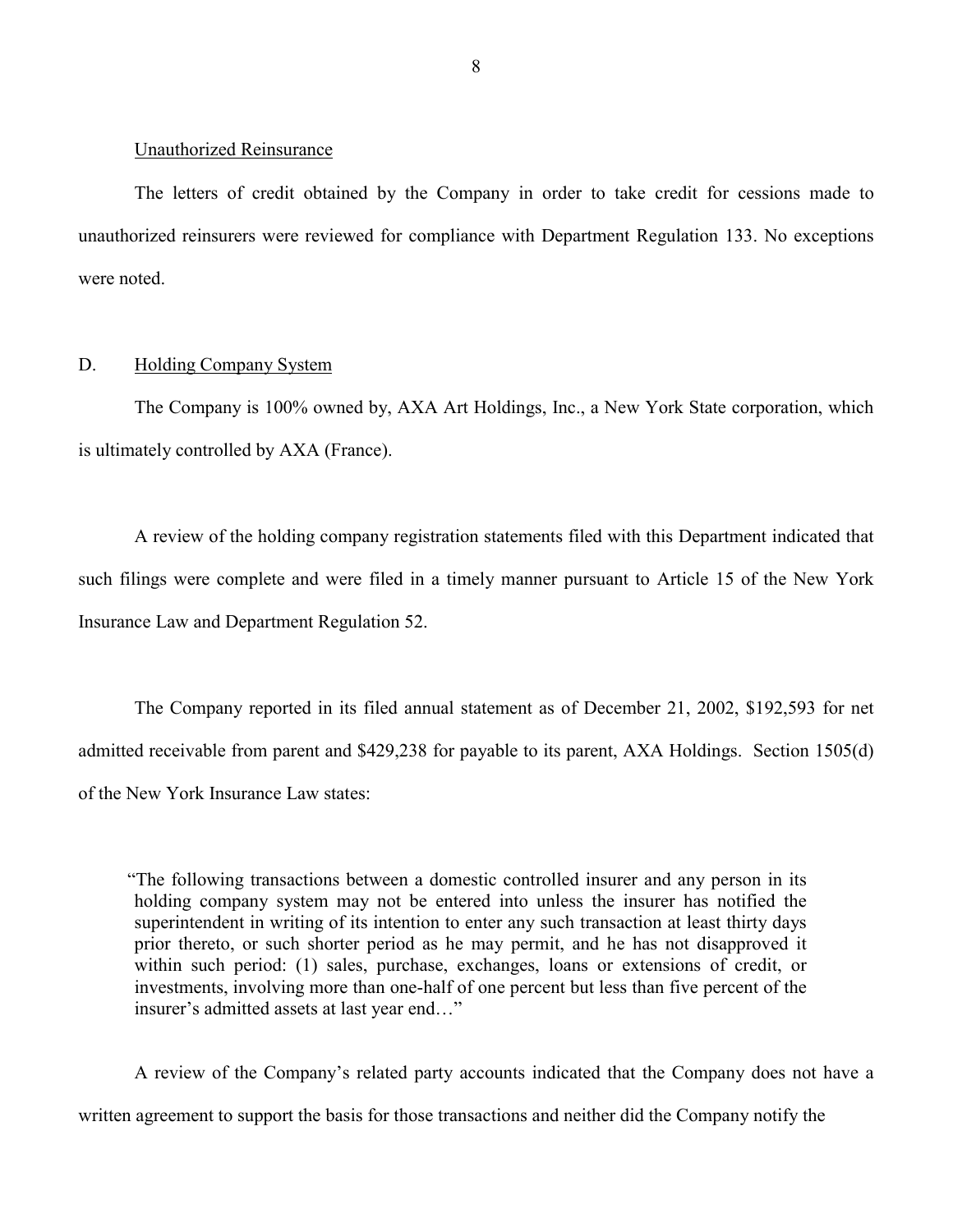Unauthorized Reinsurance

The letters of credit obtained by the Company in order to take credit for cessions made to unauthorized reinsurers were reviewed for compliance with Department Regulation 133. No exceptions were noted.

## D. Holding Company System

The Company is 100% owned by, AXA Art Holdings, Inc., a New York State corporation, which is ultimately controlled by AXA (France).

A review of the holding company registration statements filed with this Department indicated that such filings were complete and were filed in a timely manner pursuant to Article 15 of the New York Insurance Law and Department Regulation 52.

The Company reported in its filed annual statement as of December 21, 2002, $192,593 for net admitted receivable from parent and $429,238 for payable to its parent, AXA Holdings. Section 1505(d) of the New York Insurance Law states:

> "The following transactions between a domestic controlled insurer and any person in its holding company system may not be entered into unless the insurer has notified the superintendent in writing of its intention to enter any such transaction at least thirty days prior thereto, or such shorter period as he may permit, and he has not disapproved it within such period: (1) sales, purchase, exchanges, loans or extensions of credit, or investments, involving more than one-half of one percent but less than five percent of the insurer's admitted assets at last year end…"

A review of the Company's related party accounts indicated that the Company does not have a written agreement to support the basis for those transactions and neither did the Company notify the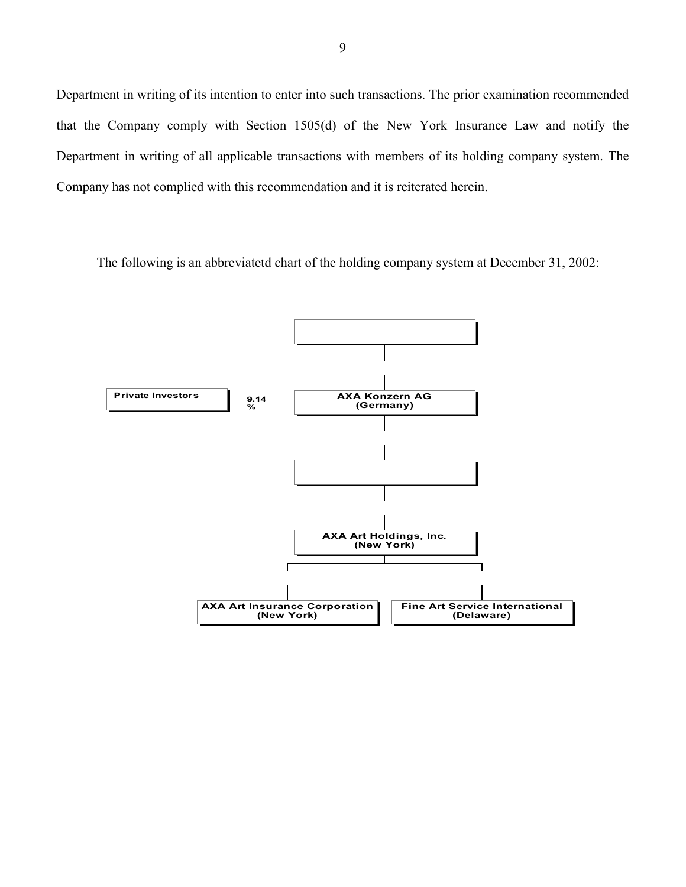Department in writing of its intention to enter into such transactions. The prior examination recommended that the Company comply with Section 1505(d) of the New York Insurance Law and notify the Department in writing of all applicable transactions with members of its holding company system. The Company has not complied with this recommendation and it is reiterated herein.

The following is an abbreviatetd chart of the holding company system at December 31, 2002:

Private Investors — 9.14 % — AXA Konzern AG (Germany)

AXA Art Holdings, Inc. (New York)

AXA Art Insurance Corporation (New York)

Fine Art Service International (Delaware)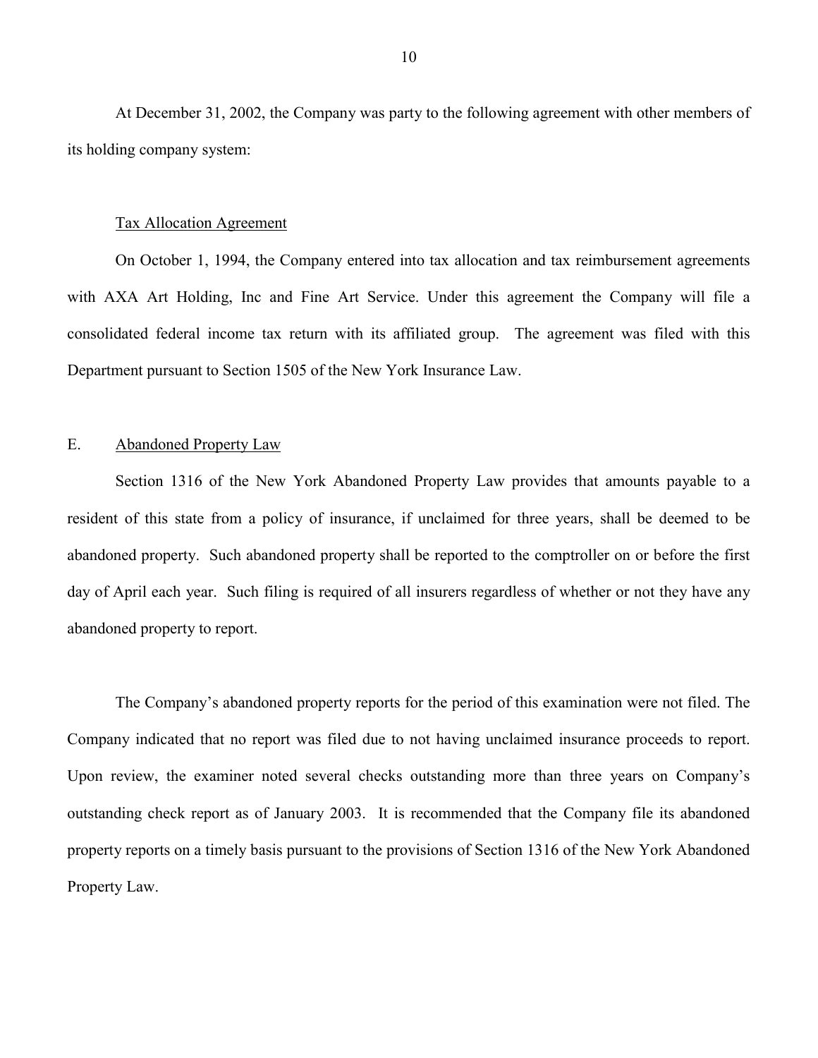At December 31, 2002, the Company was party to the following agreement with other members of its holding company system:

Tax Allocation Agreement

On October 1, 1994, the Company entered into tax allocation and tax reimbursement agreements with AXA Art Holding, Inc and Fine Art Service. Under this agreement the Company will file a consolidated federal income tax return with its affiliated group. The agreement was filed with this Department pursuant to Section 1505 of the New York Insurance Law.

## E. Abandoned Property Law

Section 1316 of the New York Abandoned Property Law provides that amounts payable to a resident of this state from a policy of insurance, if unclaimed for three years, shall be deemed to be abandoned property. Such abandoned property shall be reported to the comptroller on or before the first day of April each year. Such filing is required of all insurers regardless of whether or not they have any abandoned property to report.

The Company's abandoned property reports for the period of this examination were not filed. The Company indicated that no report was filed due to not having unclaimed insurance proceeds to report. Upon review, the examiner noted several checks outstanding more than three years on Company's outstanding check report as of January 2003. It is recommended that the Company file its abandoned property reports on a timely basis pursuant to the provisions of Section 1316 of the New York Abandoned Property Law.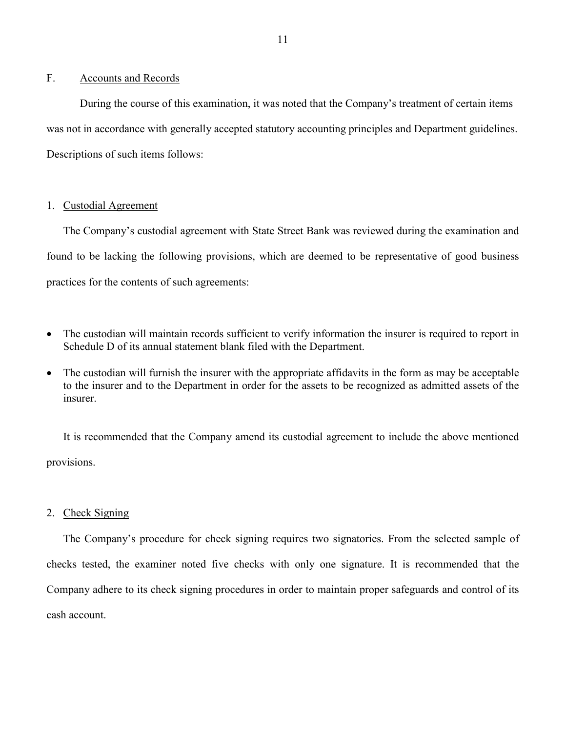## F. Accounts and Records

During the course of this examination, it was noted that the Company's treatment of certain items was not in accordance with generally accepted statutory accounting principles and Department guidelines. Descriptions of such items follows:

### 1. Custodial Agreement

The Company's custodial agreement with State Street Bank was reviewed during the examination and found to be lacking the following provisions, which are deemed to be representative of good business practices for the contents of such agreements:

- The custodian will maintain records sufficient to verify information the insurer is required to report in Schedule D of its annual statement blank filed with the Department.
- The custodian will furnish the insurer with the appropriate affidavits in the form as may be acceptable to the insurer and to the Department in order for the assets to be recognized as admitted assets of the insurer.

It is recommended that the Company amend its custodial agreement to include the above mentioned provisions.

### 2. Check Signing

The Company's procedure for check signing requires two signatories. From the selected sample of checks tested, the examiner noted five checks with only one signature. It is recommended that the Company adhere to its check signing procedures in order to maintain proper safeguards and control of its cash account.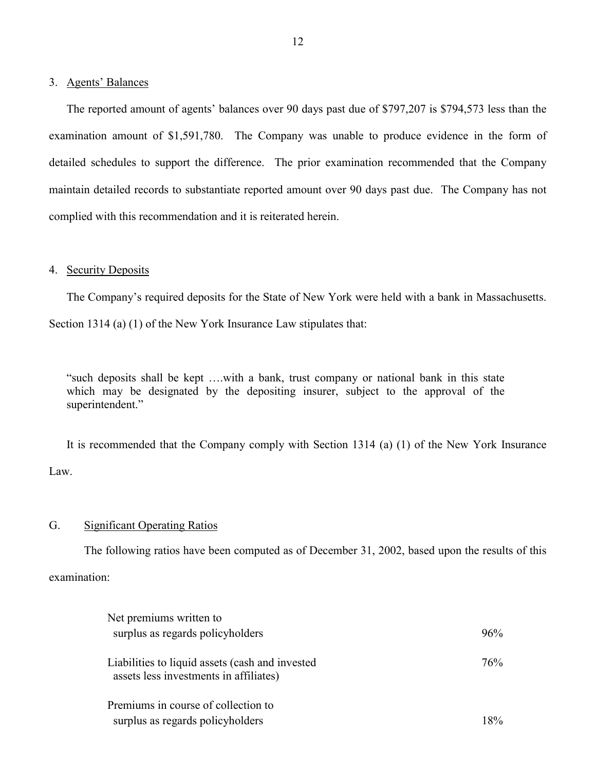3. Agents' Balances

The reported amount of agents' balances over 90 days past due of $797,207 is $794,573 less than the examination amount of $1,591,780. The Company was unable to produce evidence in the form of detailed schedules to support the difference. The prior examination recommended that the Company maintain detailed records to substantiate reported amount over 90 days past due. The Company has not complied with this recommendation and it is reiterated herein.

4. Security Deposits

The Company's required deposits for the State of New York were held with a bank in Massachusetts. Section 1314 (a) (1) of the New York Insurance Law stipulates that:

> "such deposits shall be kept ….with a bank, trust company or national bank in this state which may be designated by the depositing insurer, subject to the approval of the superintendent."

It is recommended that the Company comply with Section 1314 (a) (1) of the New York Insurance Law.

## G. Significant Operating Ratios

The following ratios have been computed as of December 31, 2002, based upon the results of this examination:

| | |
|---|---|
| Net premiums written to surplus as regards policyholders | 96% |
| Liabilities to liquid assets (cash and invested assets less investments in affiliates) | 76% |
| Premiums in course of collection to surplus as regards policyholders | 18% |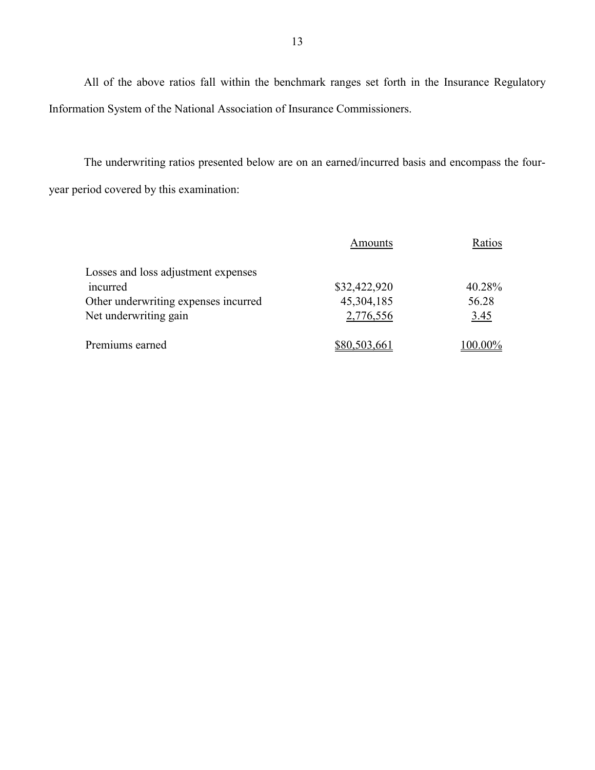All of the above ratios fall within the benchmark ranges set forth in the Insurance Regulatory Information System of the National Association of Insurance Commissioners.

The underwriting ratios presented below are on an earned/incurred basis and encompass the four-year period covered by this examination:

| | Amounts | Ratios |
|---|---|---|
| Losses and loss adjustment expenses incurred | $32,422,920 | 40.28% |
| Other underwriting expenses incurred | 45,304,185 | 56.28 |
| Net underwriting gain | 2,776,556 | 3.45 |
| Premiums earned | $80,503,661 | 100.00% |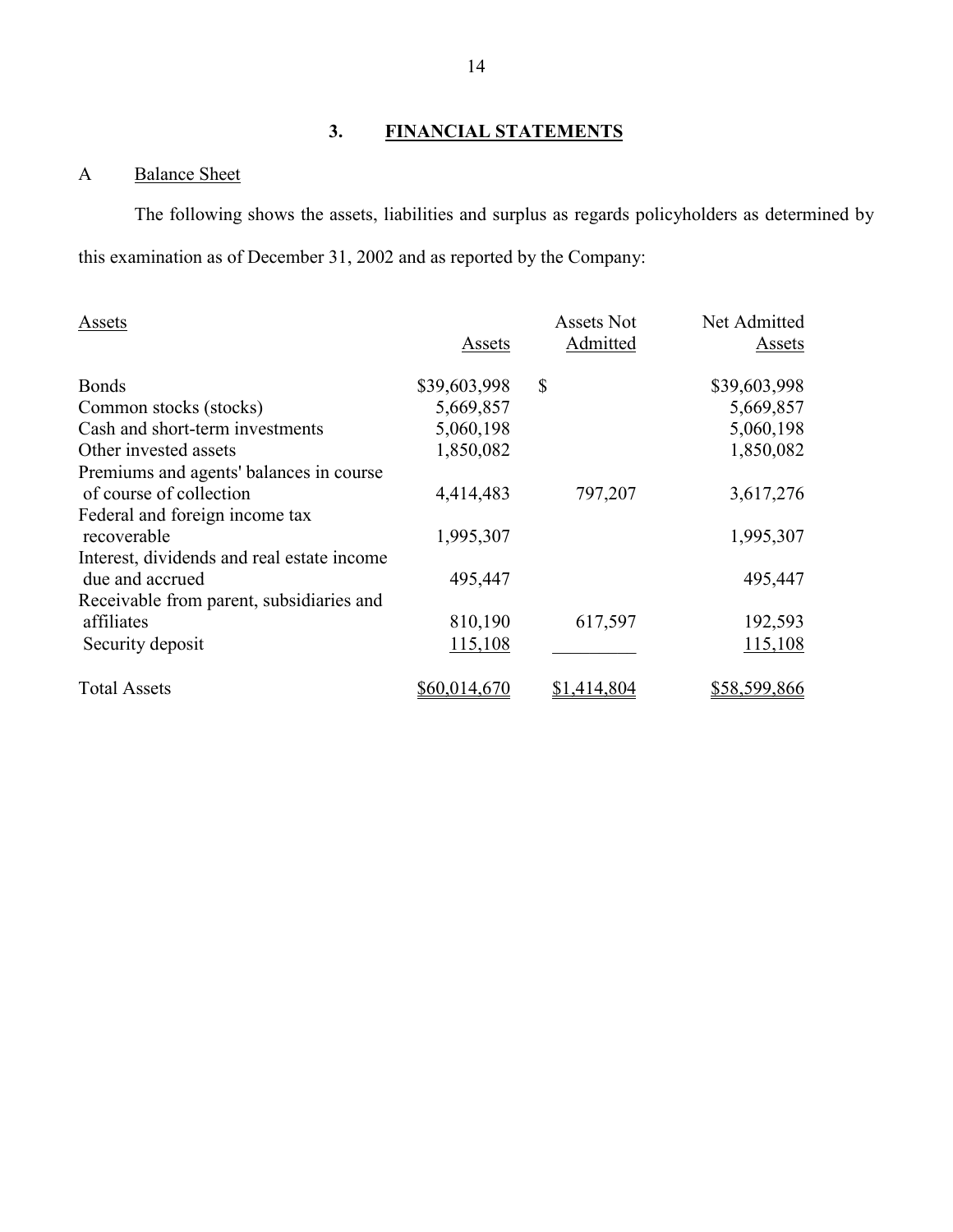## 3. FINANCIAL STATEMENTS

### A Balance Sheet

The following shows the assets, liabilities and surplus as regards policyholders as determined by this examination as of December 31, 2002 and as reported by the Company:

| Assets | Assets | Assets Not Admitted | Net Admitted Assets |
|---|---|---|---|
| Bonds | $39,603,998 | $ | $39,603,998 |
| Common stocks (stocks) | 5,669,857 | | 5,669,857 |
| Cash and short-term investments | 5,060,198 | | 5,060,198 |
| Other invested assets | 1,850,082 | | 1,850,082 |
| Premiums and agents' balances in course of course of collection | 4,414,483 | 797,207 | 3,617,276 |
| Federal and foreign income tax recoverable | 1,995,307 | | 1,995,307 |
| Interest, dividends and real estate income due and accrued | 495,447 | | 495,447 |
| Receivable from parent, subsidiaries and affiliates | 810,190 | 617,597 | 192,593 |
| Security deposit | 115,108 | | 115,108 |
| Total Assets | $60,014,670 | $1,414,804 | $58,599,866 |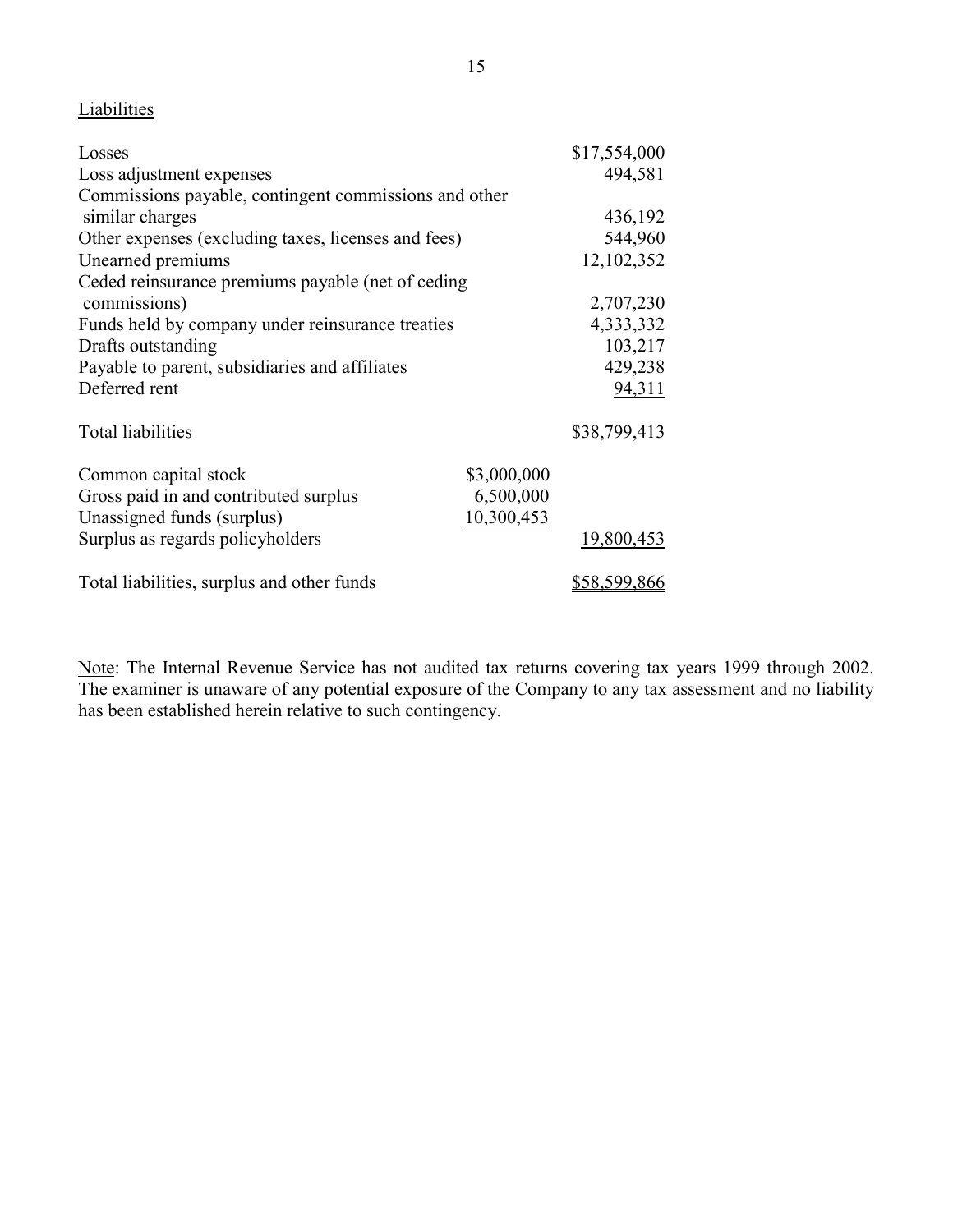## Liabilities

| | | |
|---|---|---|
| Losses | | $17,554,000 |
| Loss adjustment expenses | | 494,581 |
| Commissions payable, contingent commissions and other similar charges | | 436,192 |
| Other expenses (excluding taxes, licenses and fees) | | 544,960 |
| Unearned premiums | | 12,102,352 |
| Ceded reinsurance premiums payable (net of ceding commissions) | | 2,707,230 |
| Funds held by company under reinsurance treaties | | 4,333,332 |
| Drafts outstanding | | 103,217 |
| Payable to parent, subsidiaries and affiliates | | 429,238 |
| Deferred rent | | 94,311 |
| Total liabilities | | $38,799,413 |
| Common capital stock | $3,000,000 | |
| Gross paid in and contributed surplus | 6,500,000 | |
| Unassigned funds (surplus) | 10,300,453 | |
| Surplus as regards policyholders | | 19,800,453 |
| Total liabilities, surplus and other funds | | $58,599,866 |

Note: The Internal Revenue Service has not audited tax returns covering tax years 1999 through 2002. The examiner is unaware of any potential exposure of the Company to any tax assessment and no liability has been established herein relative to such contingency.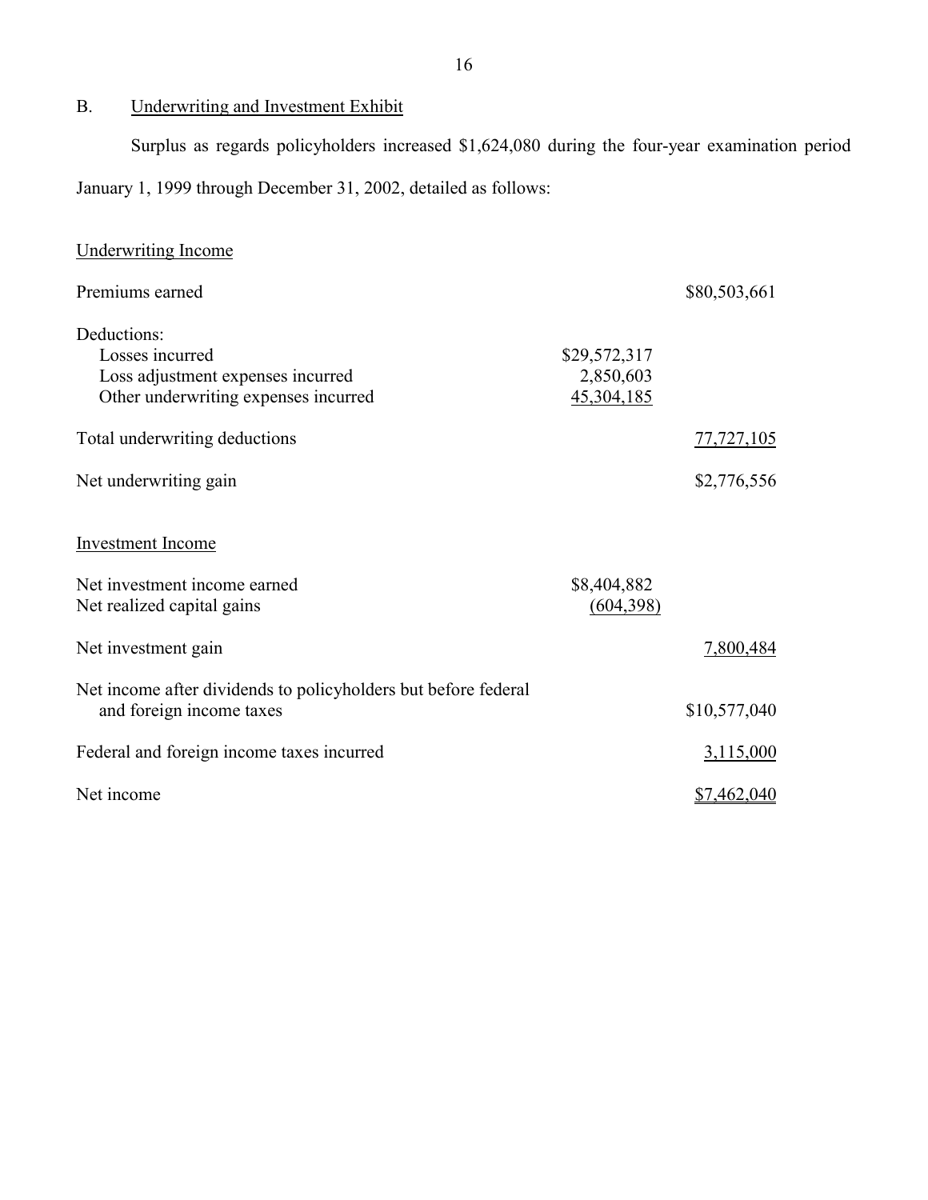## B. Underwriting and Investment Exhibit

Surplus as regards policyholders increased $1,624,080 during the four-year examination period January 1, 1999 through December 31, 2002, detailed as follows:

| | | |
|---|---|---|
| Underwriting Income | | |
| Premiums earned | | $80,503,661 |
| Deductions: | | |
| Losses incurred | $29,572,317 | |
| Loss adjustment expenses incurred | 2,850,603 | |
| Other underwriting expenses incurred | 45,304,185 | |
| Total underwriting deductions | | 77,727,105 |
| Net underwriting gain | | $2,776,556 |
| Investment Income | | |
| Net investment income earned | $8,404,882 | |
| Net realized capital gains | (604,398) | |
| Net investment gain | | 7,800,484 |
| Net income after dividends to policyholders but before federal and foreign income taxes | | $10,577,040 |
| Federal and foreign income taxes incurred | | 3,115,000 |
| Net income | | $7,462,040 |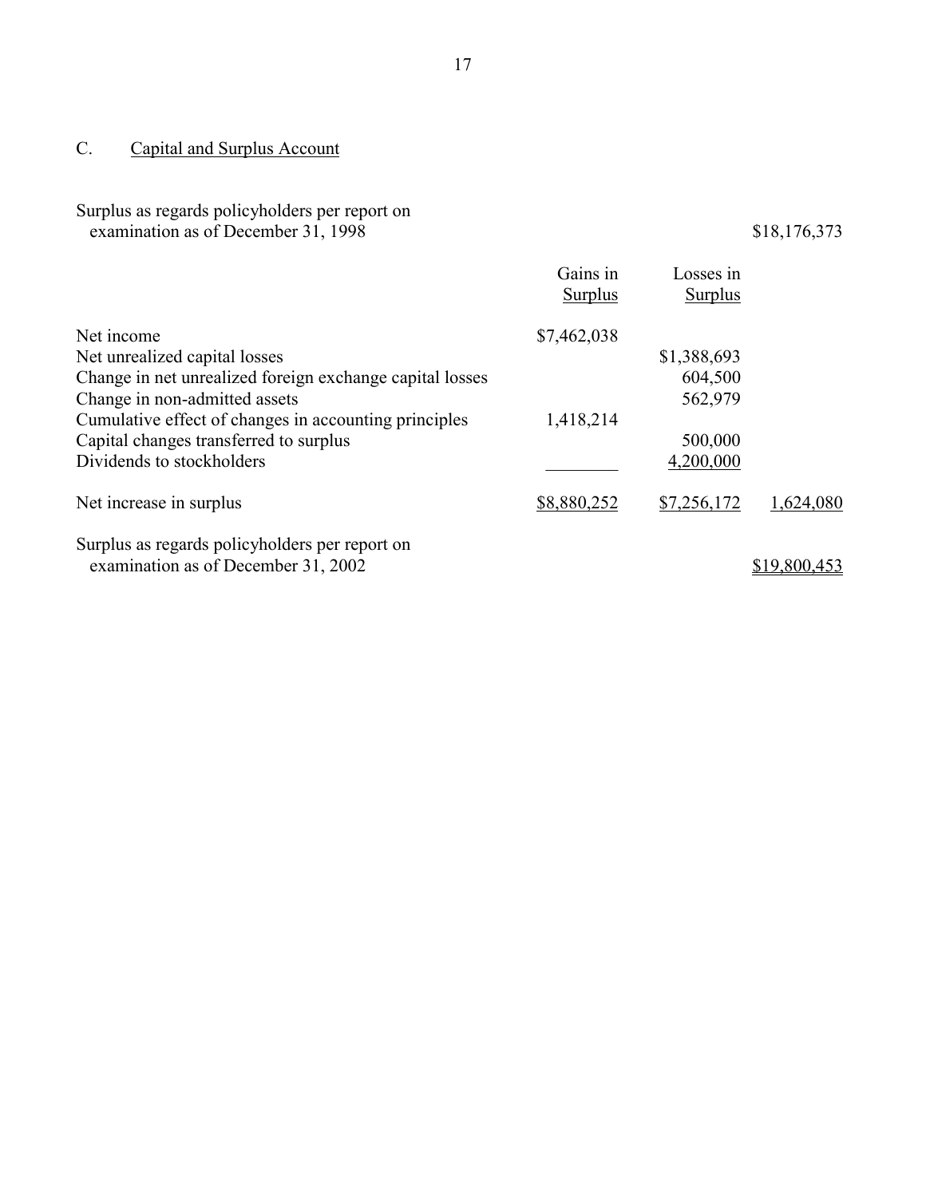## C. Capital and Surplus Account

| | Gains in Surplus | Losses in Surplus | |
|---|---|---|---|
| Surplus as regards policyholders per report on examination as of December 31, 1998 | | | $18,176,373 |
| Net income | $7,462,038 | | |
| Net unrealized capital losses | | $1,388,693 | |
| Change in net unrealized foreign exchange capital losses | | 604,500 | |
| Change in non-admitted assets | | 562,979 | |
| Cumulative effect of changes in accounting principles | 1,418,214 | | |
| Capital changes transferred to surplus | | 500,000 | |
| Dividends to stockholders | | 4,200,000 | |
| Net increase in surplus | $8,880,252 | $7,256,172 | 1,624,080 |
| Surplus as regards policyholders per report on examination as of December 31, 2002 | | | $19,800,453 |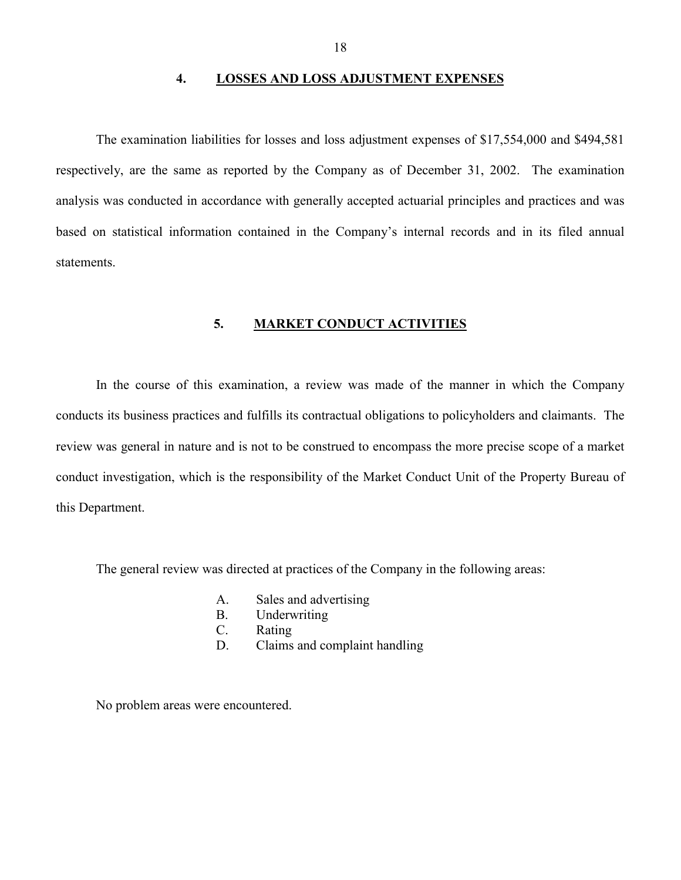## 4. LOSSES AND LOSS ADJUSTMENT EXPENSES

The examination liabilities for losses and loss adjustment expenses of $17,554,000 and $494,581 respectively, are the same as reported by the Company as of December 31, 2002. The examination analysis was conducted in accordance with generally accepted actuarial principles and practices and was based on statistical information contained in the Company's internal records and in its filed annual statements.

## 5. MARKET CONDUCT ACTIVITIES

In the course of this examination, a review was made of the manner in which the Company conducts its business practices and fulfills its contractual obligations to policyholders and claimants. The review was general in nature and is not to be construed to encompass the more precise scope of a market conduct investigation, which is the responsibility of the Market Conduct Unit of the Property Bureau of this Department.

The general review was directed at practices of the Company in the following areas:

A. Sales and advertising
B. Underwriting
C. Rating
D. Claims and complaint handling

No problem areas were encountered.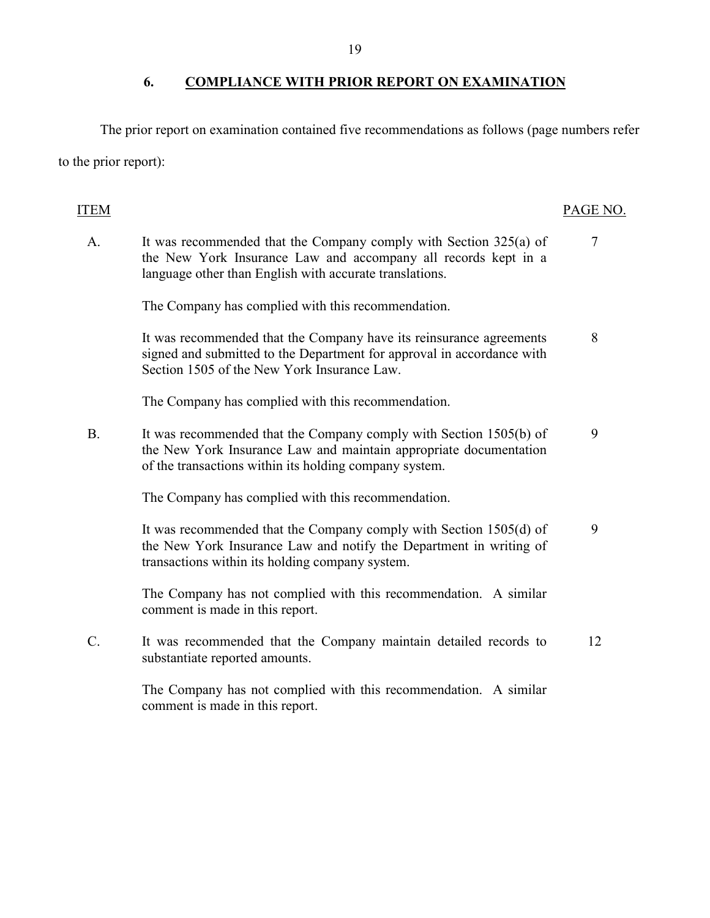## 6. COMPLIANCE WITH PRIOR REPORT ON EXAMINATION

The prior report on examination contained five recommendations as follows (page numbers refer to the prior report):

| ITEM | | PAGE NO. |
|---|---|---|
| A. | It was recommended that the Company comply with Section 325(a) of the New York Insurance Law and accompany all records kept in a language other than English with accurate translations. | 7 |
| | The Company has complied with this recommendation. | |
| | It was recommended that the Company have its reinsurance agreements signed and submitted to the Department for approval in accordance with Section 1505 of the New York Insurance Law. | 8 |
| | The Company has complied with this recommendation. | |
| B. | It was recommended that the Company comply with Section 1505(b) of the New York Insurance Law and maintain appropriate documentation of the transactions within its holding company system. | 9 |
| | The Company has complied with this recommendation. | |
| | It was recommended that the Company comply with Section 1505(d) of the New York Insurance Law and notify the Department in writing of transactions within its holding company system. | 9 |
| | The Company has not complied with this recommendation. A similar comment is made in this report. | |
| C. | It was recommended that the Company maintain detailed records to substantiate reported amounts. | 12 |
| | The Company has not complied with this recommendation. A similar comment is made in this report. | |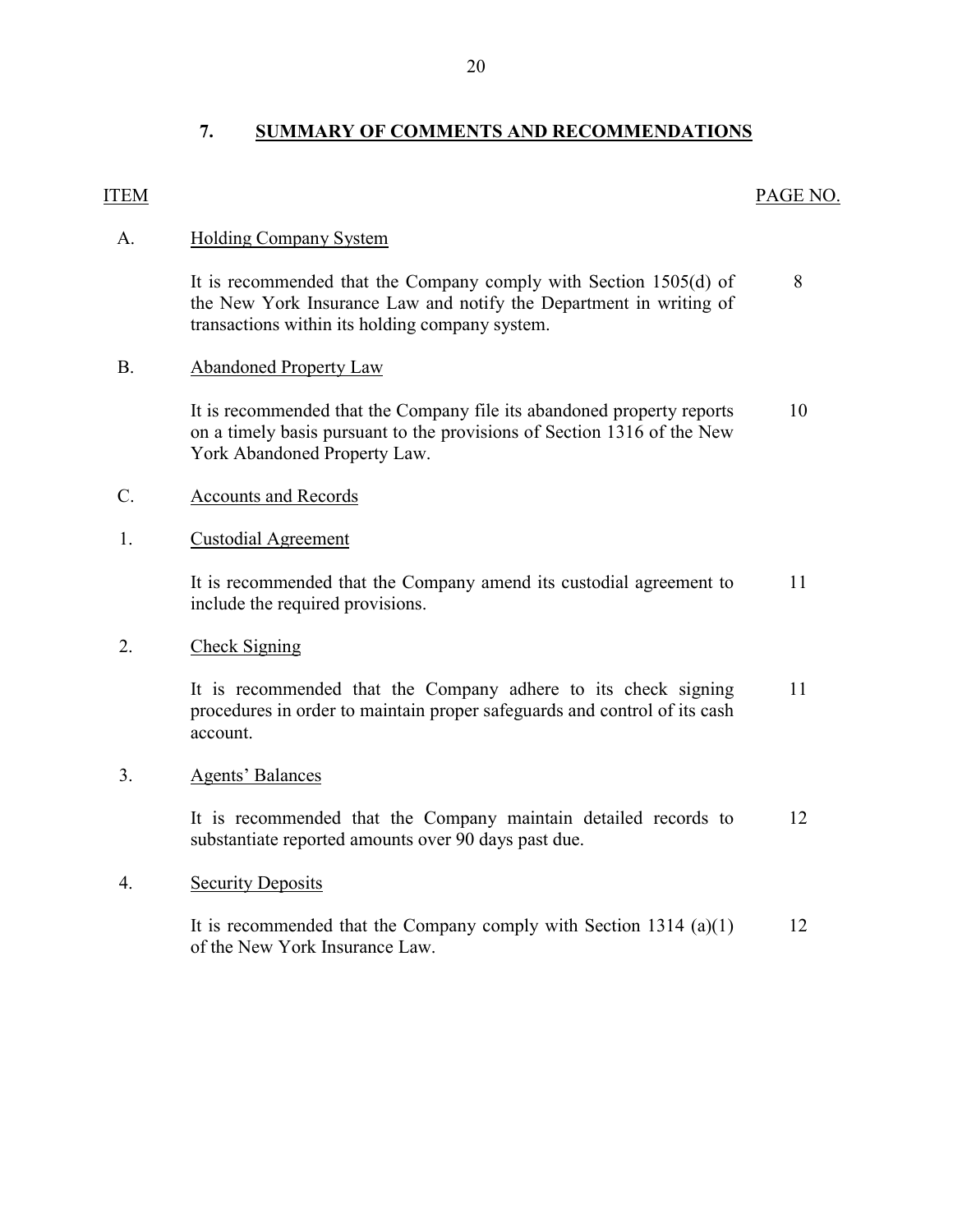## 7. SUMMARY OF COMMENTS AND RECOMMENDATIONS

| ITEM | | PAGE NO. |
|---|---|---|
| A. | Holding Company System | |
| | It is recommended that the Company comply with Section 1505(d) of the New York Insurance Law and notify the Department in writing of transactions within its holding company system. | 8 |
| B. | Abandoned Property Law | |
| | It is recommended that the Company file its abandoned property reports on a timely basis pursuant to the provisions of Section 1316 of the New York Abandoned Property Law. | 10 |
| C. | Accounts and Records | |
| 1. | Custodial Agreement | |
| | It is recommended that the Company amend its custodial agreement to include the required provisions. | 11 |
| 2. | Check Signing | |
| | It is recommended that the Company adhere to its check signing procedures in order to maintain proper safeguards and control of its cash account. | 11 |
| 3. | Agents' Balances | |
| | It is recommended that the Company maintain detailed records to substantiate reported amounts over 90 days past due. | 12 |
| 4. | Security Deposits | |
| | It is recommended that the Company comply with Section 1314 (a)(1) of the New York Insurance Law. | 12 |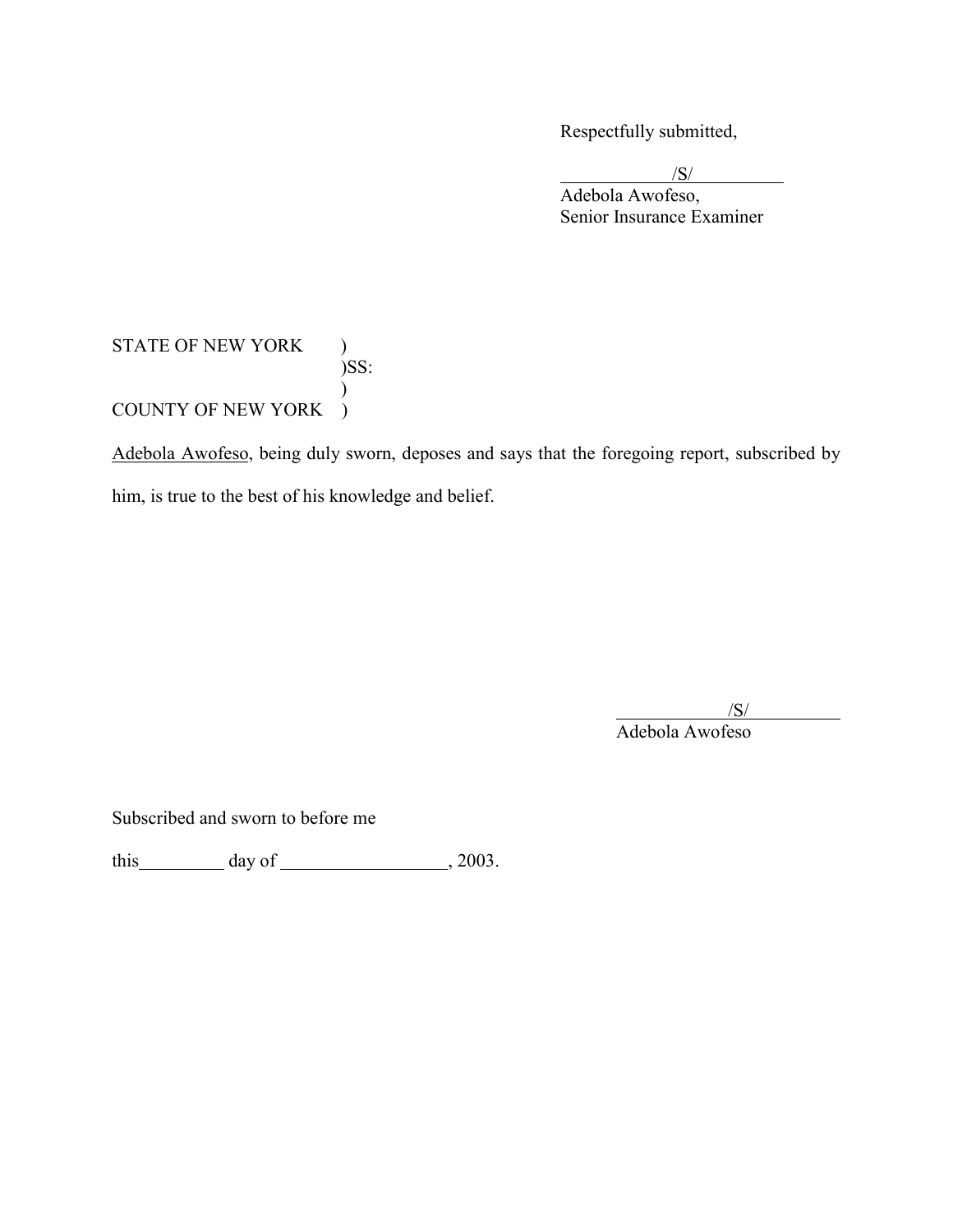Respectfully submitted,

/S/

Adebola Awofeso,
Senior Insurance Examiner

STATE OF NEW YORK )
)SS:
)
COUNTY OF NEW YORK )

Adebola Awofeso, being duly sworn, deposes and says that the foregoing report, subscribed by him, is true to the best of his knowledge and belief.

/S/

Adebola Awofeso

Subscribed and sworn to before me

this_________ day of _________________, 2003.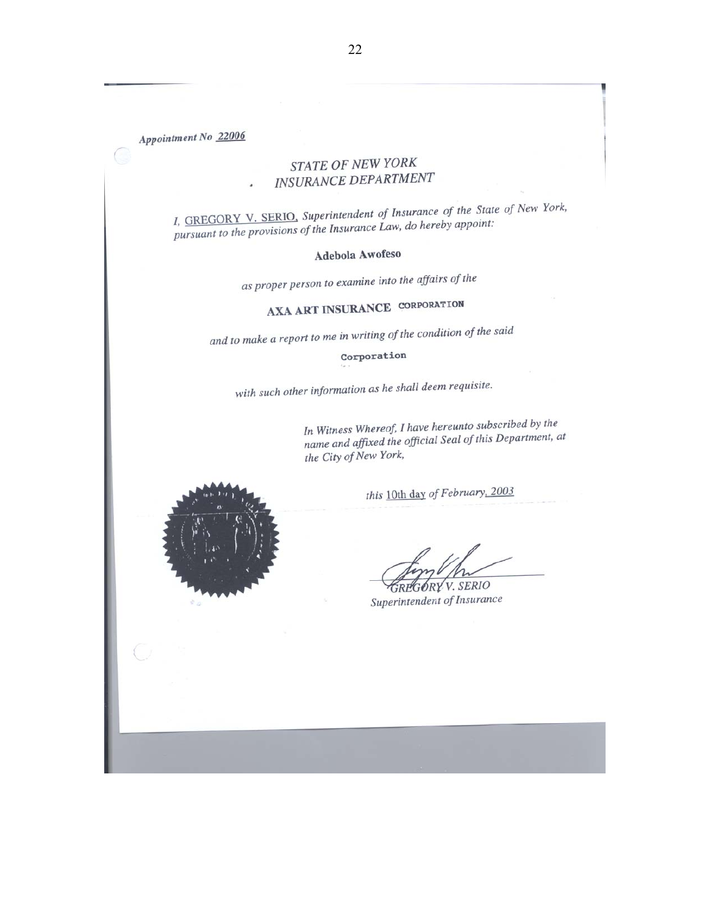*Appointment No 22006*

## *STATE OF NEW YORK*
## *INSURANCE DEPARTMENT*

*I, GREGORY V. SERIO, Superintendent of Insurance of the State of New York, pursuant to the provisions of the Insurance Law, do hereby appoint:*

**Adebola Awofeso**

*as proper person to examine into the affairs of the*

**AXA ART INSURANCE CORPORATION**

*and to make a report to me in writing of the condition of the said*

**Corporation**

*with such other information as he shall deem requisite.*

*In Witness Whereof, I have hereunto subscribed by the name and affixed the official Seal of this Department, at the City of New York,*

*this 10th day of February, 2003*

*GREGORY V. SERIO*
*Superintendent of Insurance*